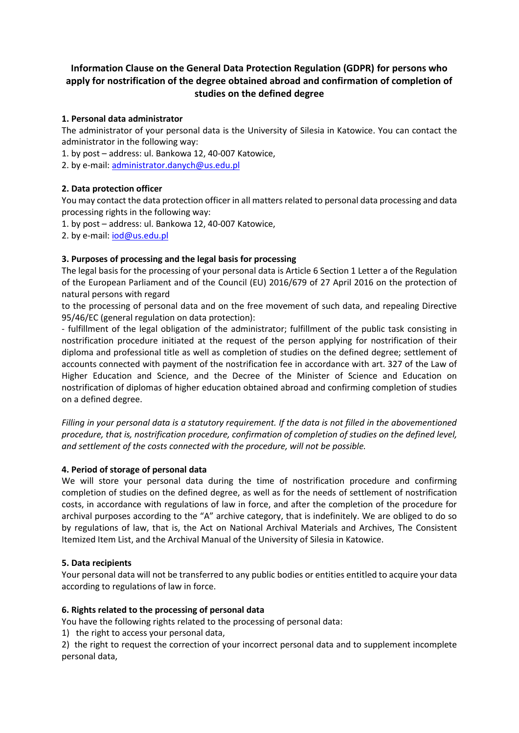# Information Clause on the General Data Protection Regulation (GDPR) for persons who apply for nostrification of the degree obtained abroad and confirmation of completion of studies on the defined degree

## 1. Personal data administrator

The administrator of your personal data is the University of Silesia in Katowice. You can contact the administrator in the following way:

1. by post – address: ul. Bankowa 12, 40-007 Katowice,
2. by e-mail: administrator.danych@us.edu.pl

## 2. Data protection officer

You may contact the data protection officer in all matters related to personal data processing and data processing rights in the following way:

1. by post – address: ul. Bankowa 12, 40-007 Katowice,
2. by e-mail: iod@us.edu.pl

## 3. Purposes of processing and the legal basis for processing

The legal basis for the processing of your personal data is Article 6 Section 1 Letter a of the Regulation of the European Parliament and of the Council (EU) 2016/679 of 27 April 2016 on the protection of natural persons with regard to the processing of personal data and on the free movement of such data, and repealing Directive 95/46/EC (general regulation on data protection):

- fulfillment of the legal obligation of the administrator; fulfillment of the public task consisting in nostrification procedure initiated at the request of the person applying for nostrification of their diploma and professional title as well as completion of studies on the defined degree; settlement of accounts connected with payment of the nostrification fee in accordance with art. 327 of the Law of Higher Education and Science, and the Decree of the Minister of Science and Education on nostrification of diplomas of higher education obtained abroad and confirming completion of studies on a defined degree.

*Filling in your personal data is a statutory requirement. If the data is not filled in the abovementioned procedure, that is, nostrification procedure, confirmation of completion of studies on the defined level, and settlement of the costs connected with the procedure, will not be possible.*

## 4. Period of storage of personal data

We will store your personal data during the time of nostrification procedure and confirming completion of studies on the defined degree, as well as for the needs of settlement of nostrification costs, in accordance with regulations of law in force, and after the completion of the procedure for archival purposes according to the "A" archive category, that is indefinitely. We are obliged to do so by regulations of law, that is, the Act on National Archival Materials and Archives, The Consistent Itemized Item List, and the Archival Manual of the University of Silesia in Katowice.

## 5. Data recipients

Your personal data will not be transferred to any public bodies or entities entitled to acquire your data according to regulations of law in force.

## 6. Rights related to the processing of personal data

You have the following rights related to the processing of personal data:

1) the right to access your personal data,
2) the right to request the correction of your incorrect personal data and to supplement incomplete personal data,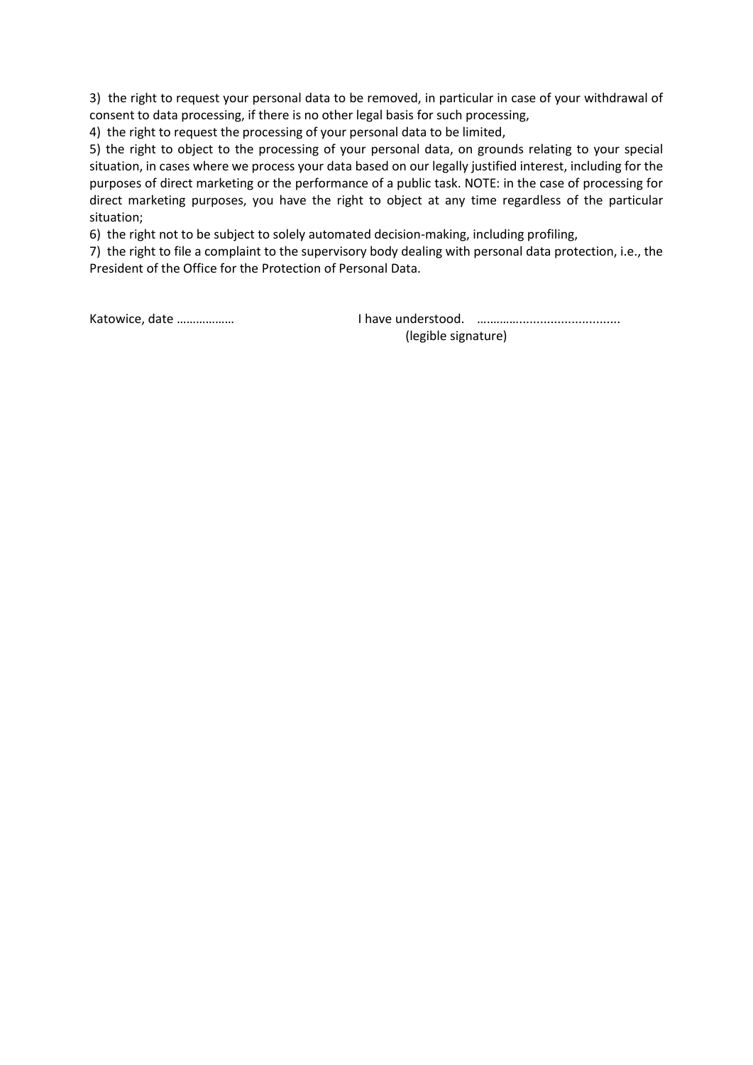3) the right to request your personal data to be removed, in particular in case of your withdrawal of consent to data processing, if there is no other legal basis for such processing,

4) the right to request the processing of your personal data to be limited,

5) the right to object to the processing of your personal data, on grounds relating to your special situation, in cases where we process your data based on our legally justified interest, including for the purposes of direct marketing or the performance of a public task. NOTE: in the case of processing for direct marketing purposes, you have the right to object at any time regardless of the particular situation;

6) the right not to be subject to solely automated decision-making, including profiling,

7) the right to file a complaint to the supervisory body dealing with personal data protection, i.e., the President of the Office for the Protection of Personal Data.

Katowice, date ……………… I have understood. ……….................................

(legible signature)